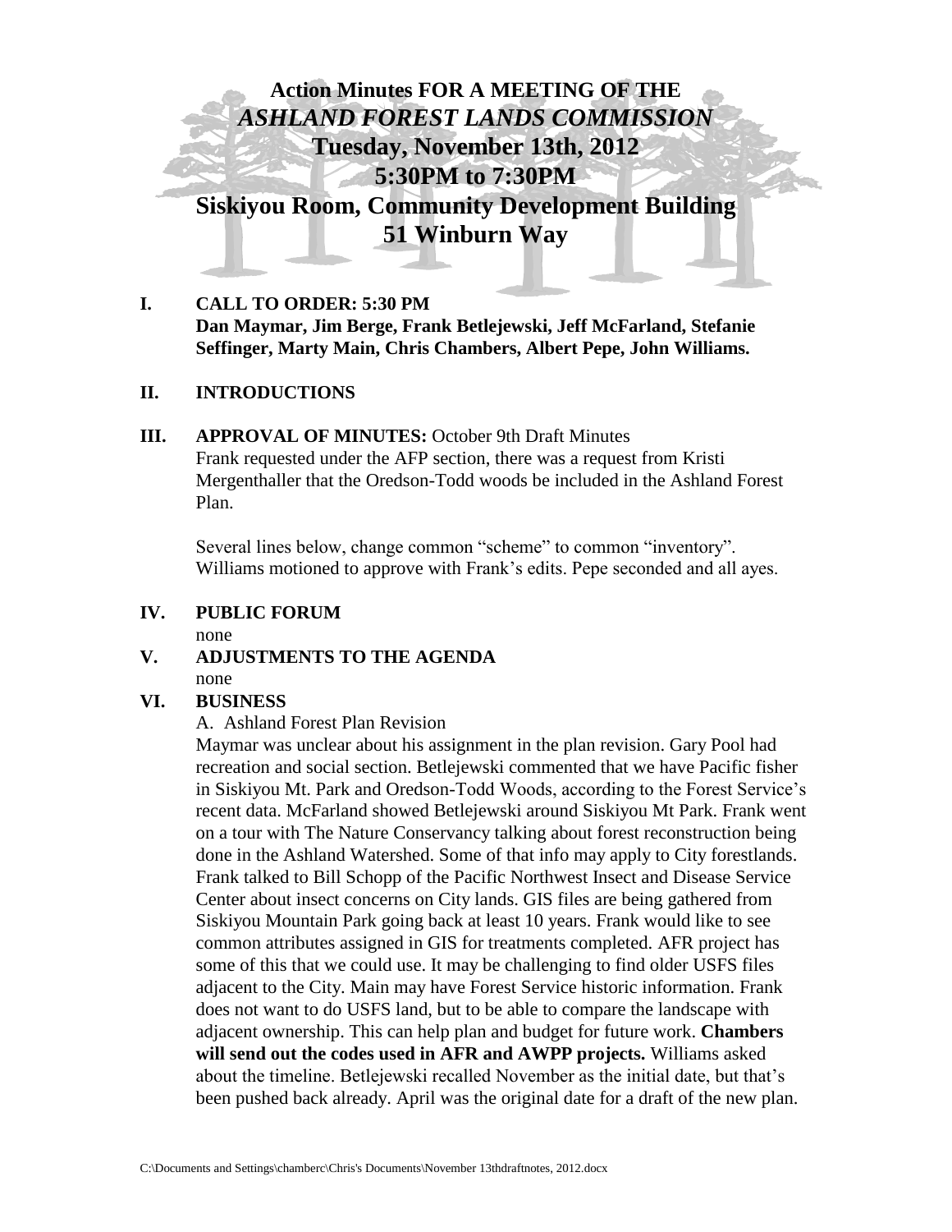# Action Minutes FOR A MEETING OF THE *ASHLAND FOREST LANDS COMMISSION*
## Tuesday, November 13th, 2012
## 5:30PM to 7:30PM
## Siskiyou Room, Community Development Building
## 51 Winburn Way

**I. CALL TO ORDER: 5:30 PM**
**Dan Maymar, Jim Berge, Frank Betlejewski, Jeff McFarland, Stefanie Seffinger, Marty Main, Chris Chambers, Albert Pepe, John Williams.**

**II. INTRODUCTIONS**

**III. APPROVAL OF MINUTES:** October 9th Draft Minutes

Frank requested under the AFP section, there was a request from Kristi Mergenthaller that the Oredson-Todd woods be included in the Ashland Forest Plan.

Several lines below, change common "scheme" to common "inventory". Williams motioned to approve with Frank's edits. Pepe seconded and all ayes.

**IV. PUBLIC FORUM**

none

**V. ADJUSTMENTS TO THE AGENDA**

none

**VI. BUSINESS**

A. Ashland Forest Plan Revision

Maymar was unclear about his assignment in the plan revision. Gary Pool had recreation and social section. Betlejewski commented that we have Pacific fisher in Siskiyou Mt. Park and Oredson-Todd Woods, according to the Forest Service's recent data. McFarland showed Betlejewski around Siskiyou Mt Park. Frank went on a tour with The Nature Conservancy talking about forest reconstruction being done in the Ashland Watershed. Some of that info may apply to City forestlands. Frank talked to Bill Schopp of the Pacific Northwest Insect and Disease Service Center about insect concerns on City lands. GIS files are being gathered from Siskiyou Mountain Park going back at least 10 years. Frank would like to see common attributes assigned in GIS for treatments completed. AFR project has some of this that we could use. It may be challenging to find older USFS files adjacent to the City. Main may have Forest Service historic information. Frank does not want to do USFS land, but to be able to compare the landscape with adjacent ownership. This can help plan and budget for future work. **Chambers will send out the codes used in AFR and AWPP projects.** Williams asked about the timeline. Betlejewski recalled November as the initial date, but that's been pushed back already. April was the original date for a draft of the new plan.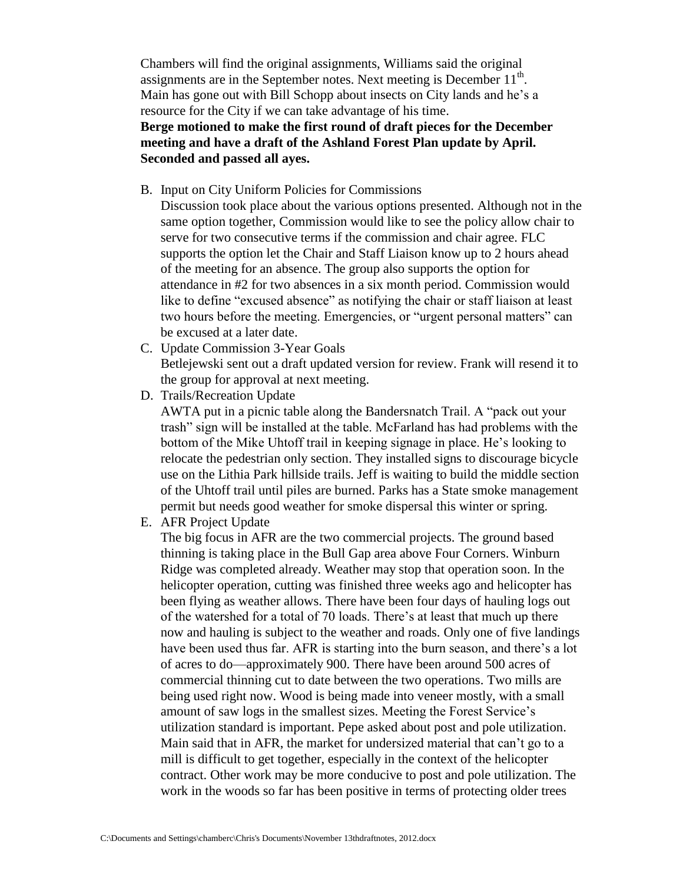Chambers will find the original assignments, Williams said the original assignments are in the September notes. Next meeting is December 11th. Main has gone out with Bill Schopp about insects on City lands and he's a resource for the City if we can take advantage of his time.

**Berge motioned to make the first round of draft pieces for the December meeting and have a draft of the Ashland Forest Plan update by April. Seconded and passed all ayes.**

B. Input on City Uniform Policies for Commissions

   Discussion took place about the various options presented. Although not in the same option together, Commission would like to see the policy allow chair to serve for two consecutive terms if the commission and chair agree. FLC supports the option let the Chair and Staff Liaison know up to 2 hours ahead of the meeting for an absence. The group also supports the option for attendance in #2 for two absences in a six month period. Commission would like to define "excused absence" as notifying the chair or staff liaison at least two hours before the meeting. Emergencies, or "urgent personal matters" can be excused at a later date.

C. Update Commission 3-Year Goals

   Betlejewski sent out a draft updated version for review. Frank will resend it to the group for approval at next meeting.

D. Trails/Recreation Update

   AWTA put in a picnic table along the Bandersnatch Trail. A "pack out your trash" sign will be installed at the table. McFarland has had problems with the bottom of the Mike Uhtoff trail in keeping signage in place. He's looking to relocate the pedestrian only section. They installed signs to discourage bicycle use on the Lithia Park hillside trails. Jeff is waiting to build the middle section of the Uhtoff trail until piles are burned. Parks has a State smoke management permit but needs good weather for smoke dispersal this winter or spring.

E. AFR Project Update

   The big focus in AFR are the two commercial projects. The ground based thinning is taking place in the Bull Gap area above Four Corners. Winburn Ridge was completed already. Weather may stop that operation soon. In the helicopter operation, cutting was finished three weeks ago and helicopter has been flying as weather allows. There have been four days of hauling logs out of the watershed for a total of 70 loads. There's at least that much up there now and hauling is subject to the weather and roads. Only one of five landings have been used thus far. AFR is starting into the burn season, and there's a lot of acres to do—approximately 900. There have been around 500 acres of commercial thinning cut to date between the two operations. Two mills are being used right now. Wood is being made into veneer mostly, with a small amount of saw logs in the smallest sizes. Meeting the Forest Service's utilization standard is important. Pepe asked about post and pole utilization. Main said that in AFR, the market for undersized material that can't go to a mill is difficult to get together, especially in the context of the helicopter contract. Other work may be more conducive to post and pole utilization. The work in the woods so far has been positive in terms of protecting older trees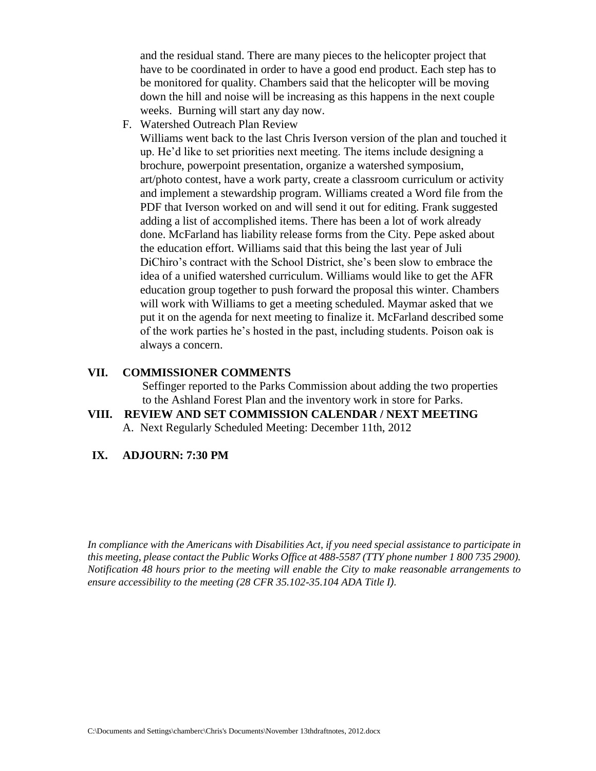and the residual stand. There are many pieces to the helicopter project that have to be coordinated in order to have a good end product. Each step has to be monitored for quality. Chambers said that the helicopter will be moving down the hill and noise will be increasing as this happens in the next couple weeks. Burning will start any day now.

F. Watershed Outreach Plan Review

Williams went back to the last Chris Iverson version of the plan and touched it up. He'd like to set priorities next meeting. The items include designing a brochure, powerpoint presentation, organize a watershed symposium, art/photo contest, have a work party, create a classroom curriculum or activity and implement a stewardship program. Williams created a Word file from the PDF that Iverson worked on and will send it out for editing. Frank suggested adding a list of accomplished items. There has been a lot of work already done. McFarland has liability release forms from the City. Pepe asked about the education effort. Williams said that this being the last year of Juli DiChiro's contract with the School District, she's been slow to embrace the idea of a unified watershed curriculum. Williams would like to get the AFR education group together to push forward the proposal this winter. Chambers will work with Williams to get a meeting scheduled. Maymar asked that we put it on the agenda for next meeting to finalize it. McFarland described some of the work parties he's hosted in the past, including students. Poison oak is always a concern.

## VII. COMMISSIONER COMMENTS

Seffinger reported to the Parks Commission about adding the two properties to the Ashland Forest Plan and the inventory work in store for Parks.

## VIII. REVIEW AND SET COMMISSION CALENDAR / NEXT MEETING

A. Next Regularly Scheduled Meeting: December 11th, 2012

## IX. ADJOURN: 7:30 PM

*In compliance with the Americans with Disabilities Act, if you need special assistance to participate in this meeting, please contact the Public Works Office at 488-5587 (TTY phone number 1 800 735 2900). Notification 48 hours prior to the meeting will enable the City to make reasonable arrangements to ensure accessibility to the meeting (28 CFR 35.102-35.104 ADA Title I).*

C:\Documents and Settings\chamberc\Chris's Documents\November 13thdraftnotes, 2012.docx